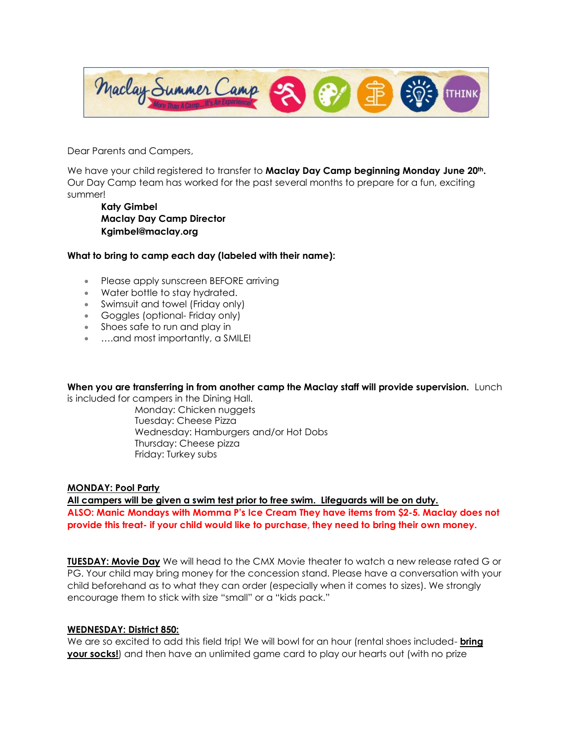Maclay Summer Camp — More Than A Camp...It's An Experience! — iTHINK

Dear Parents and Campers,

We have your child registered to transfer to **Maclay Day Camp beginning Monday June 20th.** Our Day Camp team has worked for the past several months to prepare for a fun, exciting summer!

> **Katy Gimbel**
> **Maclay Day Camp Director**
> **Kgimbel@maclay.org**

**What to bring to camp each day (labeled with their name):**

- Please apply sunscreen BEFORE arriving
- Water bottle to stay hydrated.
- Swimsuit and towel (Friday only)
- Goggles (optional- Friday only)
- Shoes safe to run and play in
- ….and most importantly, a SMILE!

**When you are transferring in from another camp the Maclay staff will provide supervision.** Lunch is included for campers in the Dining Hall.

Monday: Chicken nuggets
Tuesday: Cheese Pizza
Wednesday: Hamburgers and/or Hot Dobs
Thursday: Cheese pizza
Friday: Turkey subs

**MONDAY: Pool Party**
**All campers will be given a swim test prior to free swim. Lifeguards will be on duty.**
**ALSO: Manic Mondays with Momma P's Ice Cream They have items from $2-5. Maclay does not provide this treat- if your child would like to purchase, they need to bring their own money.**

**TUESDAY: Movie Day** We will head to the CMX Movie theater to watch a new release rated G or PG. Your child may bring money for the concession stand. Please have a conversation with your child beforehand as to what they can order (especially when it comes to sizes). We strongly encourage them to stick with size "small" or a "kids pack."

**WEDNESDAY: District 850:**
We are so excited to add this field trip! We will bowl for an hour (rental shoes included- **bring your socks!**) and then have an unlimited game card to play our hearts out (with no prize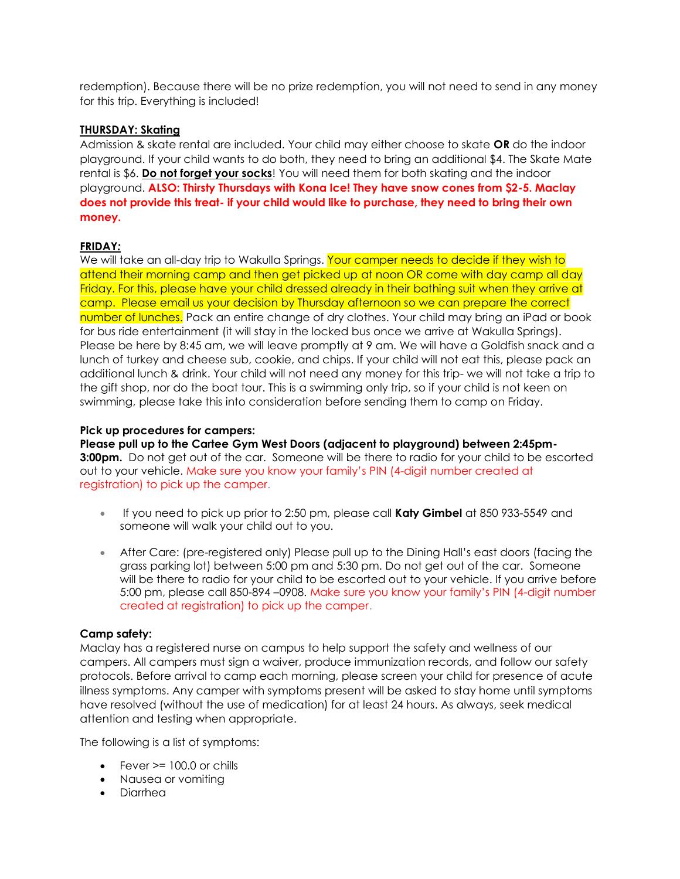redemption). Because there will be no prize redemption, you will not need to send in any money for this trip. Everything is included!

**THURSDAY: Skating**

Admission & skate rental are included. Your child may either choose to skate **OR** do the indoor playground. If your child wants to do both, they need to bring an additional $4. The Skate Mate rental is $6. **Do not forget your socks**! You will need them for both skating and the indoor playground. **ALSO: Thirsty Thursdays with Kona Ice! They have snow cones from $2-5. Maclay does not provide this treat- if your child would like to purchase, they need to bring their own money.**

**FRIDAY:**

We will take an all-day trip to Wakulla Springs. Your camper needs to decide if they wish to attend their morning camp and then get picked up at noon OR come with day camp all day Friday. For this, please have your child dressed already in their bathing suit when they arrive at camp. Please email us your decision by Thursday afternoon so we can prepare the correct number of lunches. Pack an entire change of dry clothes. Your child may bring an iPad or book for bus ride entertainment (it will stay in the locked bus once we arrive at Wakulla Springs). Please be here by 8:45 am, we will leave promptly at 9 am. We will have a Goldfish snack and a lunch of turkey and cheese sub, cookie, and chips. If your child will not eat this, please pack an additional lunch & drink. Your child will not need any money for this trip- we will not take a trip to the gift shop, nor do the boat tour. This is a swimming only trip, so if your child is not keen on swimming, please take this into consideration before sending them to camp on Friday.

**Pick up procedures for campers:**

**Please pull up to the Cartee Gym West Doors (adjacent to playground) between 2:45pm-3:00pm.** Do not get out of the car. Someone will be there to radio for your child to be escorted out to your vehicle. Make sure you know your family's PIN (4-digit number created at registration) to pick up the camper.

- If you need to pick up prior to 2:50 pm, please call **Katy Gimbel** at 850 933-5549 and someone will walk your child out to you.
- After Care: (pre-registered only) Please pull up to the Dining Hall's east doors (facing the grass parking lot) between 5:00 pm and 5:30 pm. Do not get out of the car. Someone will be there to radio for your child to be escorted out to your vehicle. If you arrive before 5:00 pm, please call 850-894 –0908. Make sure you know your family's PIN (4-digit number created at registration) to pick up the camper.

**Camp safety:**

Maclay has a registered nurse on campus to help support the safety and wellness of our campers. All campers must sign a waiver, produce immunization records, and follow our safety protocols. Before arrival to camp each morning, please screen your child for presence of acute illness symptoms. Any camper with symptoms present will be asked to stay home until symptoms have resolved (without the use of medication) for at least 24 hours. As always, seek medical attention and testing when appropriate.

The following is a list of symptoms:

- Fever >= 100.0 or chills
- Nausea or vomiting
- Diarrhea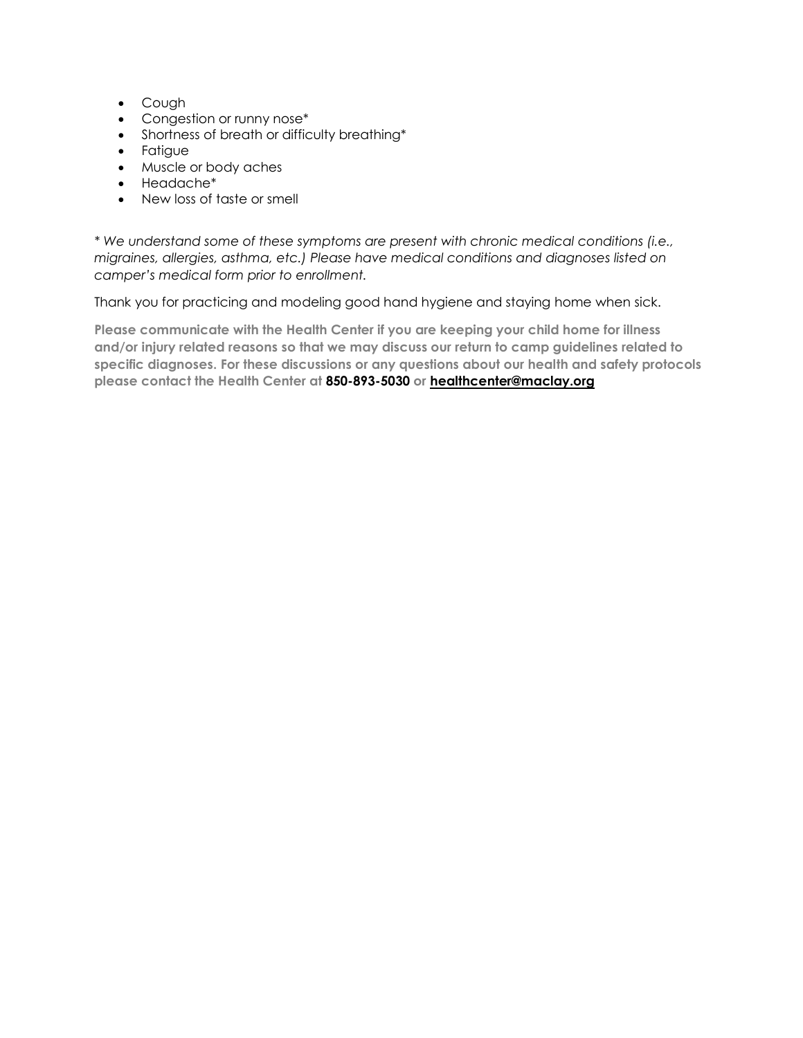- Cough
- Congestion or runny nose*
- Shortness of breath or difficulty breathing*
- Fatigue
- Muscle or body aches
- Headache*
- New loss of taste or smell

*\* We understand some of these symptoms are present with chronic medical conditions (i.e., migraines, allergies, asthma, etc.) Please have medical conditions and diagnoses listed on camper's medical form prior to enrollment.*

Thank you for practicing and modeling good hand hygiene and staying home when sick.

**Please communicate with the Health Center if you are keeping your child home for illness and/or injury related reasons so that we may discuss our return to camp guidelines related to specific diagnoses. For these discussions or any questions about our health and safety protocols please contact the Health Center at 850-893-5030 or healthcenter@maclay.org**